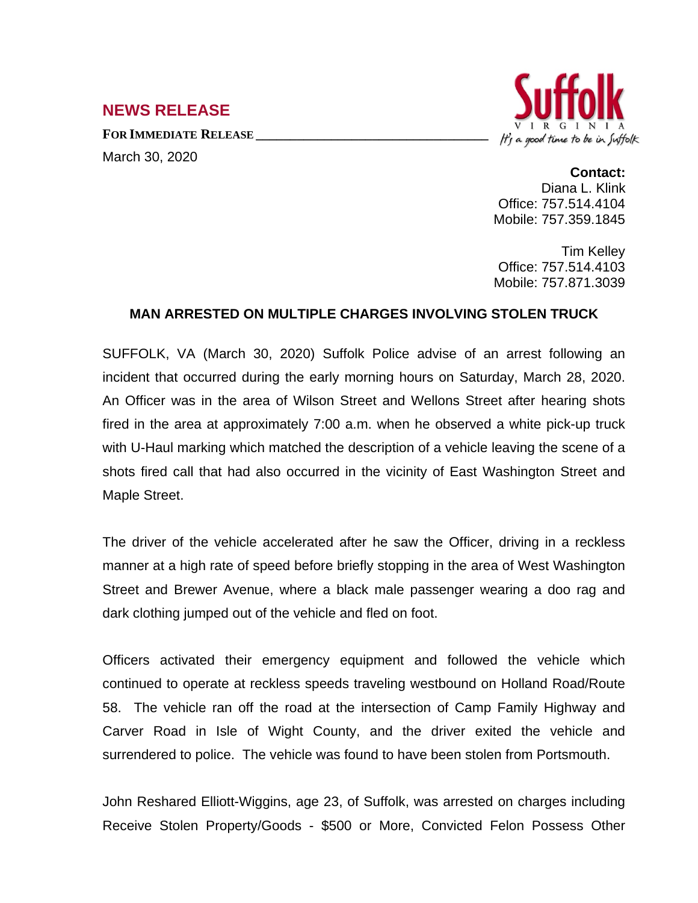## NEWS RELEASE

**FOR IMMEDIATE RELEASE**

March 30, 2020

Suffolk
VIRGINIA
*It's a good time to be in Suffolk*

**Contact:**
Diana L. Klink
Office: 757.514.4104
Mobile: 757.359.1845

Tim Kelley
Office: 757.514.4103
Mobile: 757.871.3039

**MAN ARRESTED ON MULTIPLE CHARGES INVOLVING STOLEN TRUCK**

SUFFOLK, VA (March 30, 2020) Suffolk Police advise of an arrest following an incident that occurred during the early morning hours on Saturday, March 28, 2020. An Officer was in the area of Wilson Street and Wellons Street after hearing shots fired in the area at approximately 7:00 a.m. when he observed a white pick-up truck with U-Haul marking which matched the description of a vehicle leaving the scene of a shots fired call that had also occurred in the vicinity of East Washington Street and Maple Street.

The driver of the vehicle accelerated after he saw the Officer, driving in a reckless manner at a high rate of speed before briefly stopping in the area of West Washington Street and Brewer Avenue, where a black male passenger wearing a doo rag and dark clothing jumped out of the vehicle and fled on foot.

Officers activated their emergency equipment and followed the vehicle which continued to operate at reckless speeds traveling westbound on Holland Road/Route 58. The vehicle ran off the road at the intersection of Camp Family Highway and Carver Road in Isle of Wight County, and the driver exited the vehicle and surrendered to police. The vehicle was found to have been stolen from Portsmouth.

John Reshared Elliott-Wiggins, age 23, of Suffolk, was arrested on charges including Receive Stolen Property/Goods - $500 or More, Convicted Felon Possess Other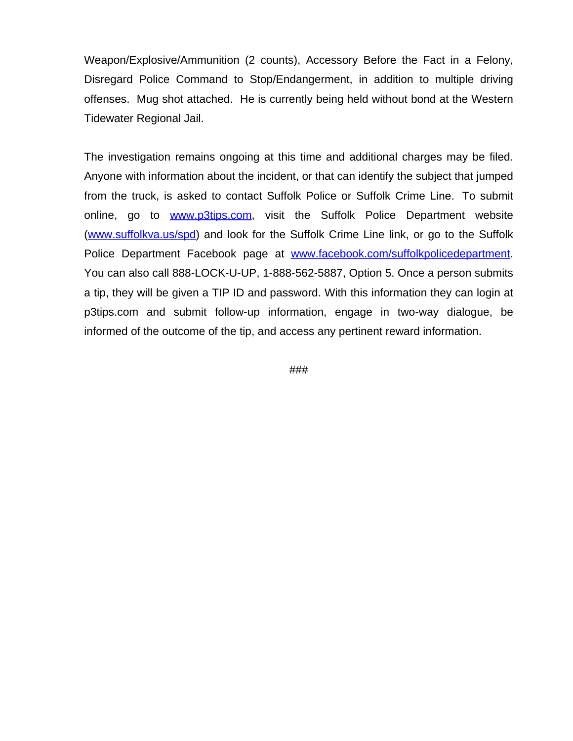Weapon/Explosive/Ammunition (2 counts), Accessory Before the Fact in a Felony, Disregard Police Command to Stop/Endangerment, in addition to multiple driving offenses. Mug shot attached. He is currently being held without bond at the Western Tidewater Regional Jail.

The investigation remains ongoing at this time and additional charges may be filed. Anyone with information about the incident, or that can identify the subject that jumped from the truck, is asked to contact Suffolk Police or Suffolk Crime Line. To submit online, go to www.p3tips.com, visit the Suffolk Police Department website (www.suffolkva.us/spd) and look for the Suffolk Crime Line link, or go to the Suffolk Police Department Facebook page at www.facebook.com/suffolkpolicedepartment. You can also call 888-LOCK-U-UP, 1-888-562-5887, Option 5. Once a person submits a tip, they will be given a TIP ID and password. With this information they can login at p3tips.com and submit follow-up information, engage in two-way dialogue, be informed of the outcome of the tip, and access any pertinent reward information.

###